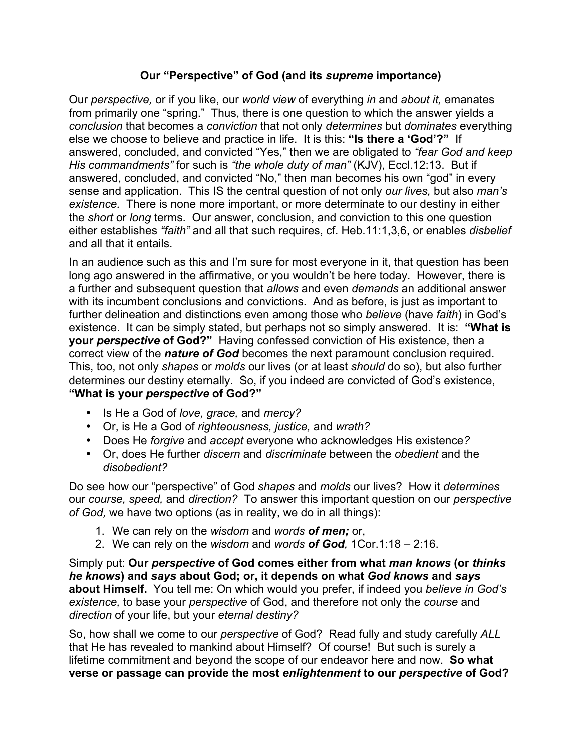# Our "Perspective" of God (and its *supreme* importance)

Our *perspective,* or if you like, our *world view* of everything *in* and *about it,* emanates from primarily one "spring." Thus, there is one question to which the answer yields a *conclusion* that becomes a *conviction* that not only *determines* but *dominates* everything else we choose to believe and practice in life. It is this: **"Is there a 'God'?"** If answered, concluded, and convicted "Yes," then we are obligated to *"fear God and keep His commandments"* for such is *"the whole duty of man"* (KJV), Eccl.12:13. But if answered, concluded, and convicted "No," then man becomes his own "god" in every sense and application. This IS the central question of not only *our lives,* but also *man's existence.* There is none more important, or more determinate to our destiny in either the *short* or *long* terms. Our answer, conclusion, and conviction to this one question either establishes *"faith"* and all that such requires, cf. Heb.11:1,3,6, or enables *disbelief* and all that it entails.

In an audience such as this and I'm sure for most everyone in it, that question has been long ago answered in the affirmative, or you wouldn't be here today. However, there is a further and subsequent question that *allows* and even *demands* an additional answer with its incumbent conclusions and convictions. And as before, is just as important to further delineation and distinctions even among those who *believe* (have *faith*) in God's existence. It can be simply stated, but perhaps not so simply answered. It is: **"What is your *perspective* of God?"** Having confessed conviction of His existence, then a correct view of the ***nature of God*** becomes the next paramount conclusion required. This, too, not only *shapes* or *molds* our lives (or at least *should* do so), but also further determines our destiny eternally. So, if you indeed are convicted of God's existence, **"What is your *perspective* of God?"**

- Is He a God of *love, grace,* and *mercy?*
- Or, is He a God of *righteousness, justice,* and *wrath?*
- Does He *forgive* and *accept* everyone who acknowledges His existence*?*
- Or, does He further *discern* and *discriminate* between the *obedient* and the *disobedient?*

Do see how our "perspective" of God *shapes* and *molds* our lives? How it *determines* our *course, speed,* and *direction?* To answer this important question on our *perspective of God,* we have two options (as in reality, we do in all things):

1. We can rely on the *wisdom* and *words **of men;*** or,
2. We can rely on the *wisdom* and *words **of God,*** 1Cor.1:18 – 2:16.

Simply put: **Our *perspective* of God comes either from what *man knows* (or *thinks he knows*) and *says* about God; or, it depends on what *God knows* and *says* about Himself.** You tell me: On which would you prefer, if indeed you *believe in God's existence,* to base your *perspective* of God, and therefore not only the *course* and *direction* of your life, but your *eternal destiny?*

So, how shall we come to our *perspective* of God? Read fully and study carefully *ALL* that He has revealed to mankind about Himself? Of course! But such is surely a lifetime commitment and beyond the scope of our endeavor here and now. **So what verse or passage can provide the most *enlightenment* to our *perspective* of God?**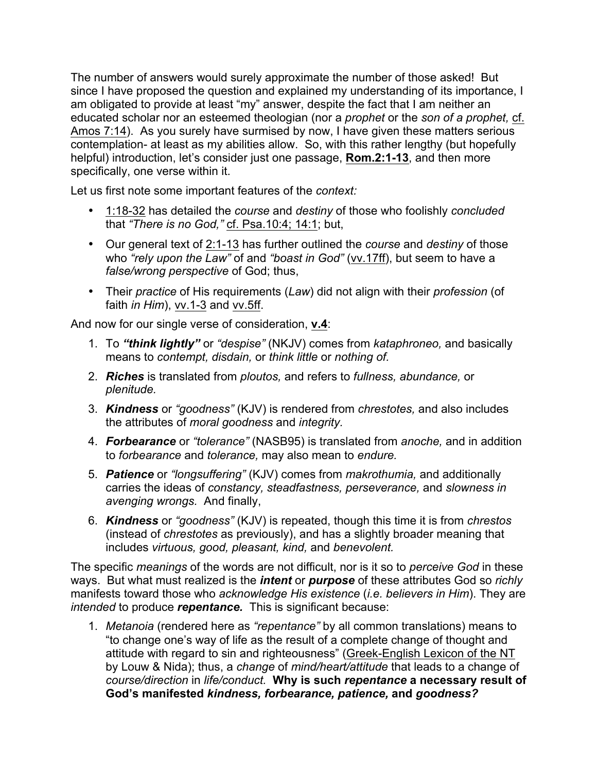The number of answers would surely approximate the number of those asked! But since I have proposed the question and explained my understanding of its importance, I am obligated to provide at least "my" answer, despite the fact that I am neither an educated scholar nor an esteemed theologian (nor a *prophet* or the *son of a prophet,* cf. Amos 7:14). As you surely have surmised by now, I have given these matters serious contemplation- at least as my abilities allow. So, with this rather lengthy (but hopefully helpful) introduction, let's consider just one passage, **Rom.2:1-13**, and then more specifically, one verse within it.

Let us first note some important features of the *context:*

- 1:18-32 has detailed the *course* and *destiny* of those who foolishly *concluded* that *"There is no God,"* cf. Psa.10:4; 14:1; but,
- Our general text of 2:1-13 has further outlined the *course* and *destiny* of those who *"rely upon the Law"* of and *"boast in God"* (vv.17ff), but seem to have a *false/wrong perspective* of God; thus,
- Their *practice* of His requirements (*Law*) did not align with their *profession* (of faith *in Him*), vv.1-3 and vv.5ff.

And now for our single verse of consideration, **v.4**:

1. To ***"think lightly"*** or *"despise"* (NKJV) comes from *kataphroneo,* and basically means to *contempt, disdain,* or *think little* or *nothing of.*
2. ***Riches*** is translated from *ploutos,* and refers to *fullness, abundance,* or *plenitude.*
3. ***Kindness*** or *"goodness"* (KJV) is rendered from *chrestotes,* and also includes the attributes of *moral goodness* and *integrity.*
4. ***Forbearance*** or *"tolerance"* (NASB95) is translated from *anoche,* and in addition to *forbearance* and *tolerance,* may also mean to *endure.*
5. ***Patience*** or *"longsuffering"* (KJV) comes from *makrothumia,* and additionally carries the ideas of *constancy, steadfastness, perseverance,* and *slowness in avenging wrongs.* And finally,
6. ***Kindness*** or *"goodness"* (KJV) is repeated, though this time it is from *chrestos* (instead of *chrestotes* as previously), and has a slightly broader meaning that includes *virtuous, good, pleasant, kind,* and *benevolent.*

The specific *meanings* of the words are not difficult, nor is it so to *perceive God* in these ways. But what must realized is the ***intent*** or ***purpose*** of these attributes God so *richly* manifests toward those who *acknowledge His existence* (*i.e. believers in Him*). They are *intended* to produce ***repentance.*** This is significant because:

1. *Metanoia* (rendered here as *"repentance"* by all common translations) means to "to change one's way of life as the result of a complete change of thought and attitude with regard to sin and righteousness" (Greek-English Lexicon of the NT by Louw & Nida); thus, a *change* of *mind/heart/attitude* that leads to a change of *course/direction* in *life/conduct.* **Why is such *repentance* a necessary result of God's manifested *kindness, forbearance, patience,* and *goodness?***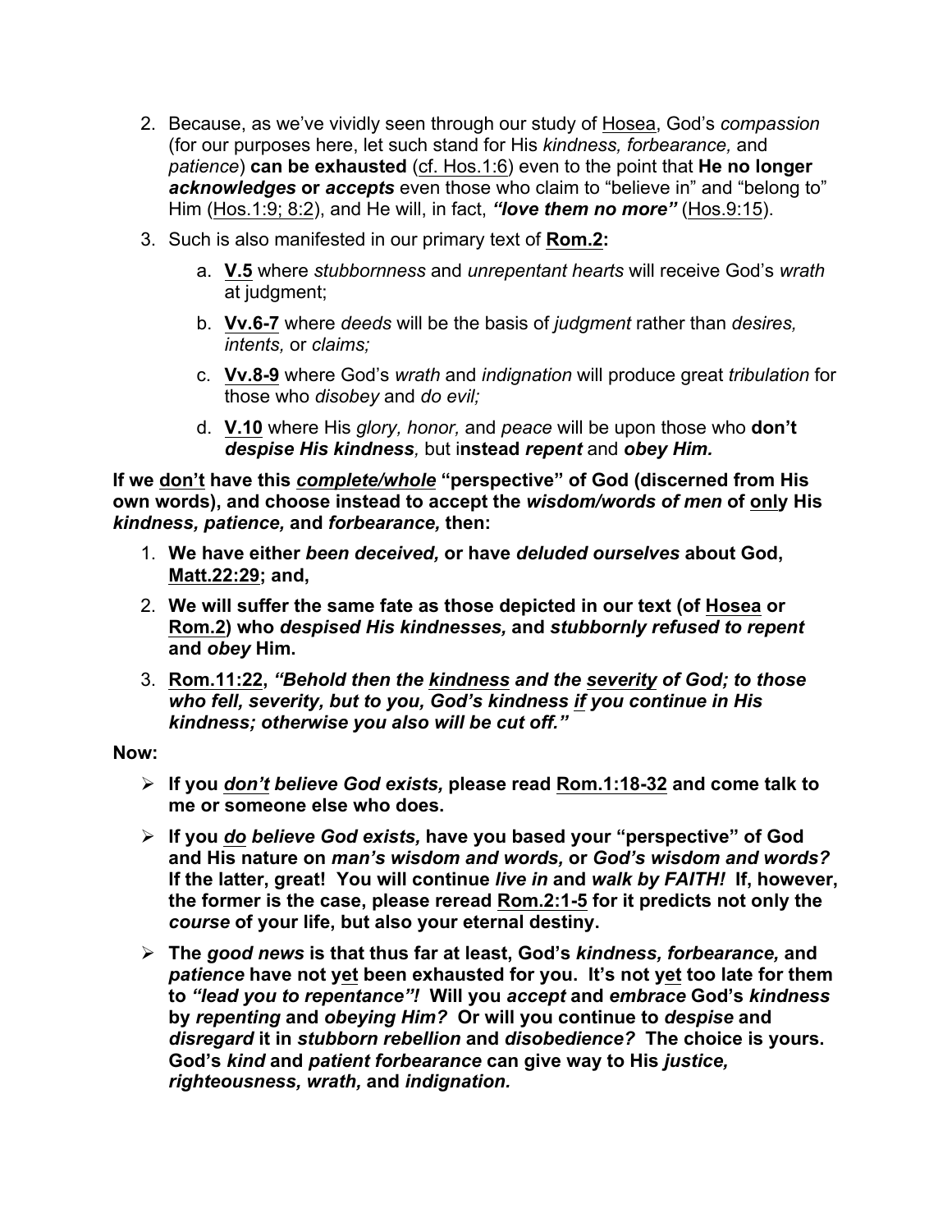2. Because, as we've vividly seen through our study of Hosea, God's *compassion* (for our purposes here, let such stand for His *kindness, forbearance,* and *patience*) **can be exhausted** (cf. Hos.1:6) even to the point that **He no longer *acknowledges*** **or *accepts*** even those who claim to "believe in" and "belong to" Him (Hos.1:9; 8:2), and He will, in fact, ***"love them no more"*** (Hos.9:15).

3. Such is also manifested in our primary text of **Rom.2:**

   a. **V.5** where *stubbornness* and *unrepentant hearts* will receive God's *wrath* at judgment;

   b. **Vv.6-7** where *deeds* will be the basis of *judgment* rather than *desires, intents,* or *claims;*

   c. **Vv.8-9** where God's *wrath* and *indignation* will produce great *tribulation* for those who *disobey* and *do evil;*

   d. **V.10** where His *glory, honor,* and *peace* will be upon those who **don't *despise His kindness,*** but i**nstead *repent*** and ***obey Him.***

**If we don't have this *complete/whole* "perspective" of God (discerned from His own words), and choose instead to accept the *wisdom/words of men* of only His *kindness, patience,* and *forbearance,* then:**

1. **We have either *been deceived,* or have *deluded ourselves* about God, Matt.22:29; and,**

2. **We will suffer the same fate as those depicted in our text (of Hosea or Rom.2) who *despised His kindnesses,* and *stubbornly refused to repent* and *obey* Him.**

3. **Rom.11:22, *"Behold then the kindness and the severity of God; to those who fell, severity, but to you, God's kindness if you continue in His kindness; otherwise you also will be cut off."***

**Now:**

- **If you *don't believe God exists,* please read Rom.1:18-32 and come talk to me or someone else who does.**

- **If you *do believe God exists,* have you based your "perspective" of God and His nature on *man's wisdom and words,* or *God's wisdom and words?* If the latter, great! You will continue *live in* and *walk by FAITH!* If, however, the former is the case, please reread Rom.2:1-5 for it predicts not only the *course* of your life, but also your eternal destiny.**

- **The *good news* is that thus far at least, God's *kindness, forbearance,* and *patience* have not yet been exhausted for you. It's not yet too late for them to *"lead you to repentance"!* Will you *accept* and *embrace* God's *kindness* by *repenting* and *obeying Him?* Or will you continue to *despise* and *disregard* it in *stubborn rebellion* and *disobedience?* The choice is yours. God's *kind* and *patient forbearance* can give way to His *justice, righteousness, wrath,* and *indignation.***